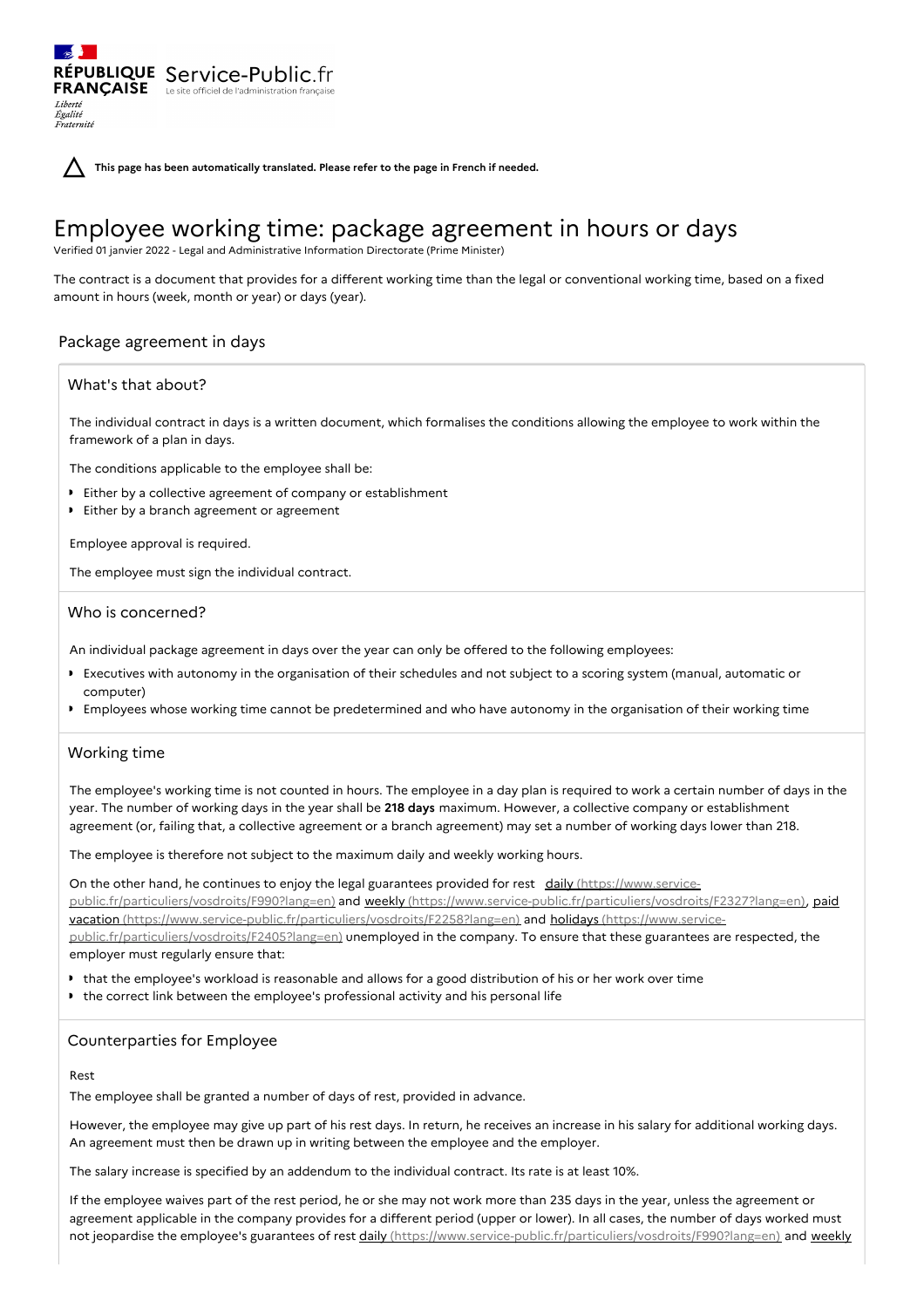**This page has been automatically translated. Please refer to the page in French if needed.**

# Employee working time: package agreement in hours or days

Verified 01 janvier 2022 - Legal and Administrative Information Directorate (Prime Minister)

The contract is a document that provides for a different working time than the legal or conventional working time, based on a fixed amount in hours (week, month or year) or days (year).

## Package agreement in days

### What's that about?

The individual contract in days is a written document, which formalises the conditions allowing the employee to work within the framework of a plan in days.

The conditions applicable to the employee shall be:

- Either by a collective agreement of company or establishment
- Either by a branch agreement or agreement

Employee approval is required.

The employee must sign the individual contract.

### Who is concerned?

An individual package agreement in days over the year can only be offered to the following employees:

- Executives with autonomy in the organisation of their schedules and not subject to a scoring system (manual, automatic or computer)
- Employees whose working time cannot be predetermined and who have autonomy in the organisation of their working time

### Working time

The employee's working time is not counted in hours. The employee in a day plan is required to work a certain number of days in the year. The number of working days in the year shall be **218 days** maximum. However, a collective company or establishment agreement (or, failing that, a collective agreement or a branch agreement) may set a number of working days lower than 218.

The employee is therefore not subject to the maximum daily and weekly working hours.

On the other hand, he continues to enjoy the legal guarantees provided for rest daily (https://www.service-public.fr/particuliers/vosdroits/F990?lang=en) and weekly (https://www.service-public.fr/particuliers/vosdroits/F2327?lang=en), paid vacation (https://www.service-public.fr/particuliers/vosdroits/F2258?lang=en) and holidays (https://www.service-public.fr/particuliers/vosdroits/F2405?lang=en) unemployed in the company. To ensure that these guarantees are respected, the employer must regularly ensure that:

- that the employee's workload is reasonable and allows for a good distribution of his or her work over time
- the correct link between the employee's professional activity and his personal life

### Counterparties for Employee

Rest

The employee shall be granted a number of days of rest, provided in advance.

However, the employee may give up part of his rest days. In return, he receives an increase in his salary for additional working days. An agreement must then be drawn up in writing between the employee and the employer.

The salary increase is specified by an addendum to the individual contract. Its rate is at least 10%.

If the employee waives part of the rest period, he or she may not work more than 235 days in the year, unless the agreement or agreement applicable in the company provides for a different period (upper or lower). In all cases, the number of days worked must not jeopardise the employee's guarantees of rest daily (https://www.service-public.fr/particuliers/vosdroits/F990?lang=en) and weekly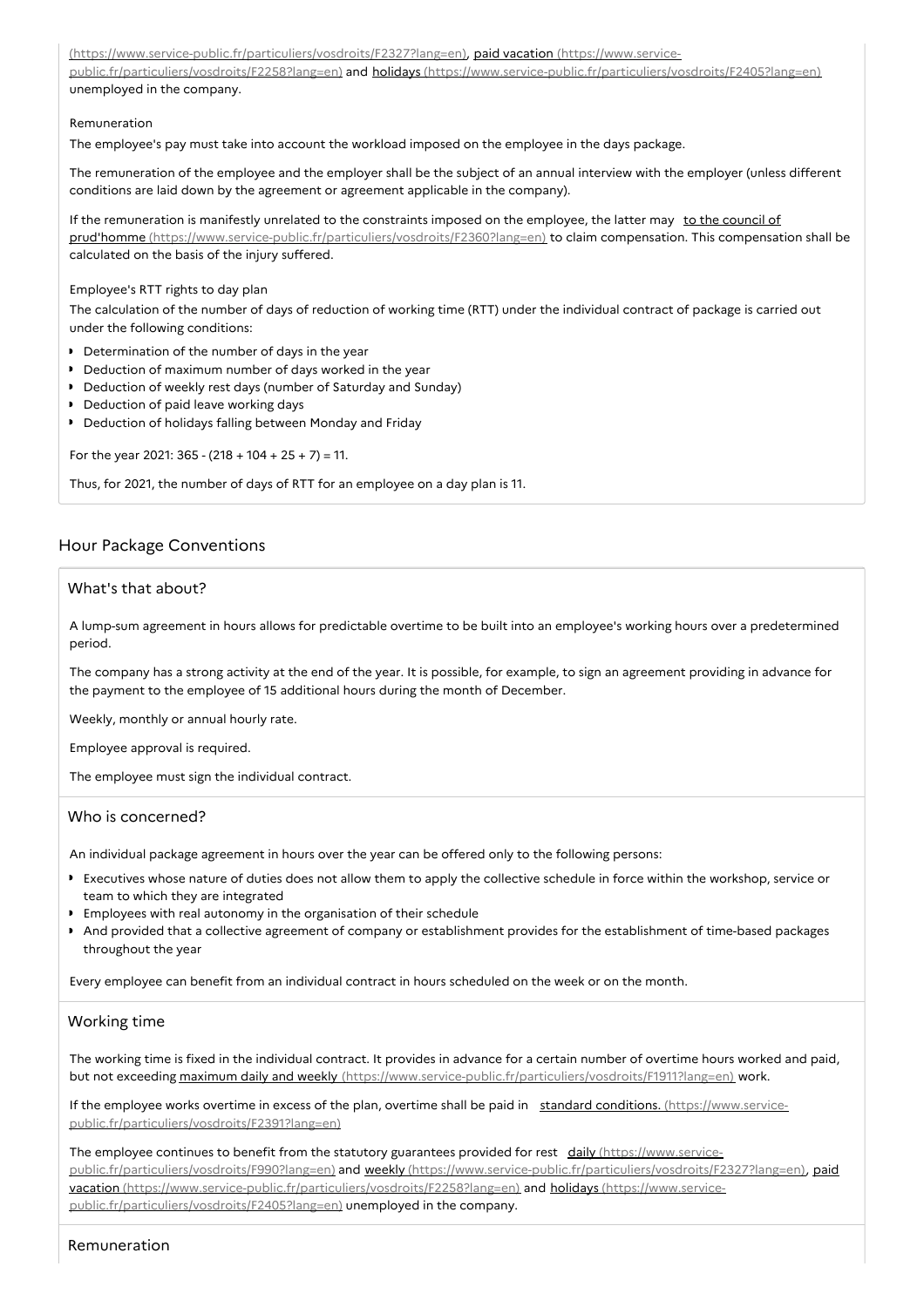(https://www.service-public.fr/particuliers/vosdroits/F2327?lang=en), paid vacation (https://www.service-public.fr/particuliers/vosdroits/F2258?lang=en) and holidays (https://www.service-public.fr/particuliers/vosdroits/F2405?lang=en) unemployed in the company.

Remuneration

The employee's pay must take into account the workload imposed on the employee in the days package.

The remuneration of the employee and the employer shall be the subject of an annual interview with the employer (unless different conditions are laid down by the agreement or agreement applicable in the company).

If the remuneration is manifestly unrelated to the constraints imposed on the employee, the latter may to the council of prud'homme (https://www.service-public.fr/particuliers/vosdroits/F2360?lang=en) to claim compensation. This compensation shall be calculated on the basis of the injury suffered.

Employee's RTT rights to day plan

The calculation of the number of days of reduction of working time (RTT) under the individual contract of package is carried out under the following conditions:

- Determination of the number of days in the year
- Deduction of maximum number of days worked in the year
- Deduction of weekly rest days (number of Saturday and Sunday)
- Deduction of paid leave working days
- Deduction of holidays falling between Monday and Friday

For the year 2021: 365 - (218 + 104 + 25 + 7) = 11.

Thus, for 2021, the number of days of RTT for an employee on a day plan is 11.

## Hour Package Conventions

### What's that about?

A lump-sum agreement in hours allows for predictable overtime to be built into an employee's working hours over a predetermined period.

The company has a strong activity at the end of the year. It is possible, for example, to sign an agreement providing in advance for the payment to the employee of 15 additional hours during the month of December.

Weekly, monthly or annual hourly rate.

Employee approval is required.

The employee must sign the individual contract.

### Who is concerned?

An individual package agreement in hours over the year can be offered only to the following persons:

- Executives whose nature of duties does not allow them to apply the collective schedule in force within the workshop, service or team to which they are integrated
- Employees with real autonomy in the organisation of their schedule
- And provided that a collective agreement of company or establishment provides for the establishment of time-based packages throughout the year

Every employee can benefit from an individual contract in hours scheduled on the week or on the month.

### Working time

The working time is fixed in the individual contract. It provides in advance for a certain number of overtime hours worked and paid, but not exceeding maximum daily and weekly (https://www.service-public.fr/particuliers/vosdroits/F1911?lang=en) work.

If the employee works overtime in excess of the plan, overtime shall be paid in standard conditions. (https://www.service-public.fr/particuliers/vosdroits/F2391?lang=en)

The employee continues to benefit from the statutory guarantees provided for rest daily (https://www.service-public.fr/particuliers/vosdroits/F990?lang=en) and weekly (https://www.service-public.fr/particuliers/vosdroits/F2327?lang=en), paid vacation (https://www.service-public.fr/particuliers/vosdroits/F2258?lang=en) and holidays (https://www.service-public.fr/particuliers/vosdroits/F2405?lang=en) unemployed in the company.

### Remuneration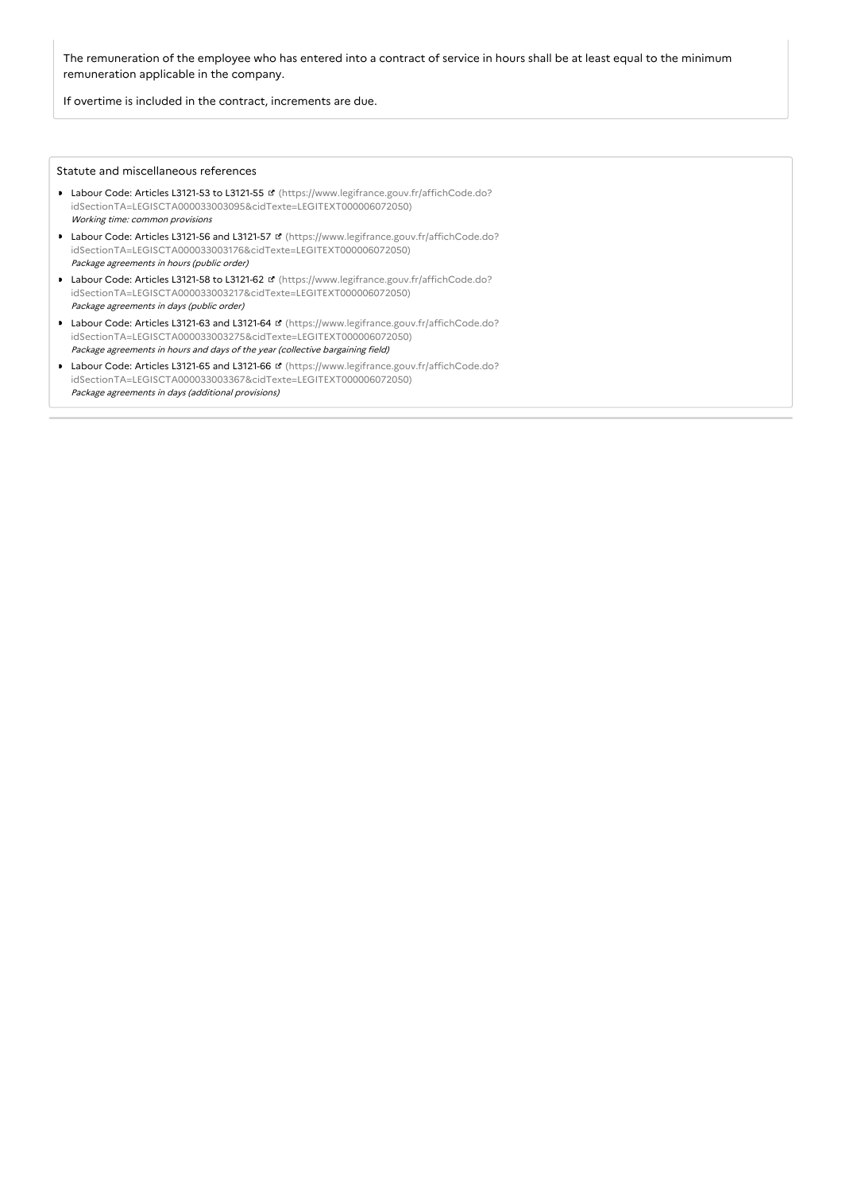The remuneration of the employee who has entered into a contract of service in hours shall be at least equal to the minimum remuneration applicable in the company.

If overtime is included in the contract, increments are due.

Statute and miscellaneous references

- Labour Code: Articles L3121-53 to L3121-55 (https://www.legifrance.gouv.fr/affichCode.do?idSectionTA=LEGISCTA000033003095&cidTexte=LEGITEXT000006072050)
  *Working time: common provisions*
- Labour Code: Articles L3121-56 and L3121-57 (https://www.legifrance.gouv.fr/affichCode.do?idSectionTA=LEGISCTA000033003176&cidTexte=LEGITEXT000006072050)
  *Package agreements in hours (public order)*
- Labour Code: Articles L3121-58 to L3121-62 (https://www.legifrance.gouv.fr/affichCode.do?idSectionTA=LEGISCTA000033003217&cidTexte=LEGITEXT000006072050)
  *Package agreements in days (public order)*
- Labour Code: Articles L3121-63 and L3121-64 (https://www.legifrance.gouv.fr/affichCode.do?idSectionTA=LEGISCTA000033003275&cidTexte=LEGITEXT000006072050)
  *Package agreements in hours and days of the year (collective bargaining field)*
- Labour Code: Articles L3121-65 and L3121-66 (https://www.legifrance.gouv.fr/affichCode.do?idSectionTA=LEGISCTA000033003367&cidTexte=LEGITEXT000006072050)
  *Package agreements in days (additional provisions)*